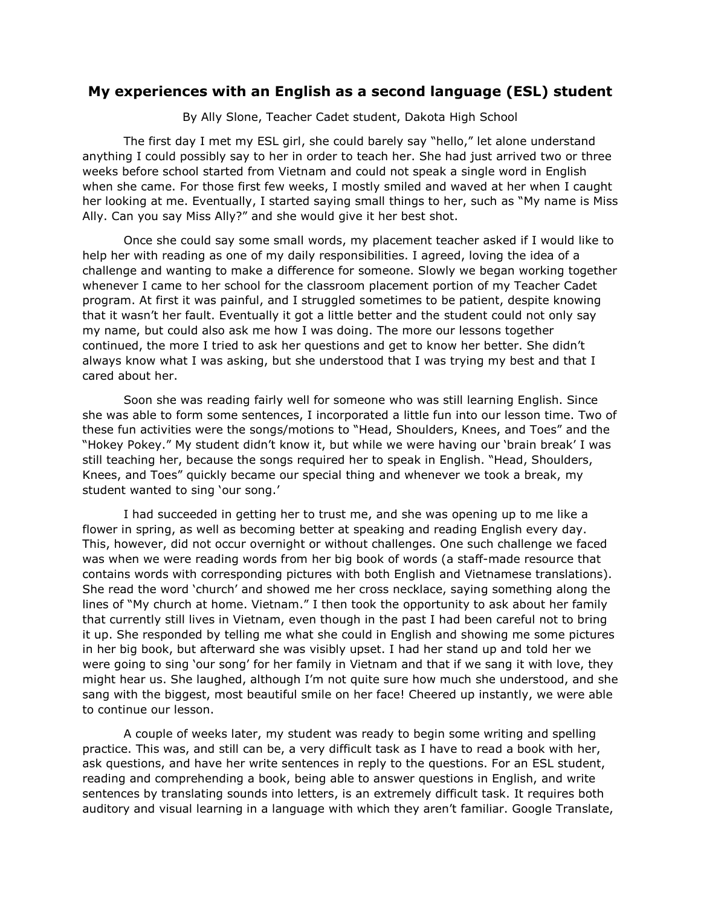# My experiences with an English as a second language (ESL) student

By Ally Slone, Teacher Cadet student, Dakota High School

The first day I met my ESL girl, she could barely say "hello," let alone understand anything I could possibly say to her in order to teach her. She had just arrived two or three weeks before school started from Vietnam and could not speak a single word in English when she came. For those first few weeks, I mostly smiled and waved at her when I caught her looking at me. Eventually, I started saying small things to her, such as "My name is Miss Ally. Can you say Miss Ally?" and she would give it her best shot.

Once she could say some small words, my placement teacher asked if I would like to help her with reading as one of my daily responsibilities. I agreed, loving the idea of a challenge and wanting to make a difference for someone. Slowly we began working together whenever I came to her school for the classroom placement portion of my Teacher Cadet program. At first it was painful, and I struggled sometimes to be patient, despite knowing that it wasn't her fault. Eventually it got a little better and the student could not only say my name, but could also ask me how I was doing. The more our lessons together continued, the more I tried to ask her questions and get to know her better. She didn't always know what I was asking, but she understood that I was trying my best and that I cared about her.

Soon she was reading fairly well for someone who was still learning English. Since she was able to form some sentences, I incorporated a little fun into our lesson time. Two of these fun activities were the songs/motions to "Head, Shoulders, Knees, and Toes" and the "Hokey Pokey." My student didn't know it, but while we were having our 'brain break' I was still teaching her, because the songs required her to speak in English. "Head, Shoulders, Knees, and Toes" quickly became our special thing and whenever we took a break, my student wanted to sing 'our song.'

I had succeeded in getting her to trust me, and she was opening up to me like a flower in spring, as well as becoming better at speaking and reading English every day. This, however, did not occur overnight or without challenges. One such challenge we faced was when we were reading words from her big book of words (a staff-made resource that contains words with corresponding pictures with both English and Vietnamese translations). She read the word 'church' and showed me her cross necklace, saying something along the lines of "My church at home. Vietnam." I then took the opportunity to ask about her family that currently still lives in Vietnam, even though in the past I had been careful not to bring it up. She responded by telling me what she could in English and showing me some pictures in her big book, but afterward she was visibly upset. I had her stand up and told her we were going to sing 'our song' for her family in Vietnam and that if we sang it with love, they might hear us. She laughed, although I'm not quite sure how much she understood, and she sang with the biggest, most beautiful smile on her face! Cheered up instantly, we were able to continue our lesson.

A couple of weeks later, my student was ready to begin some writing and spelling practice. This was, and still can be, a very difficult task as I have to read a book with her, ask questions, and have her write sentences in reply to the questions. For an ESL student, reading and comprehending a book, being able to answer questions in English, and write sentences by translating sounds into letters, is an extremely difficult task. It requires both auditory and visual learning in a language with which they aren't familiar. Google Translate,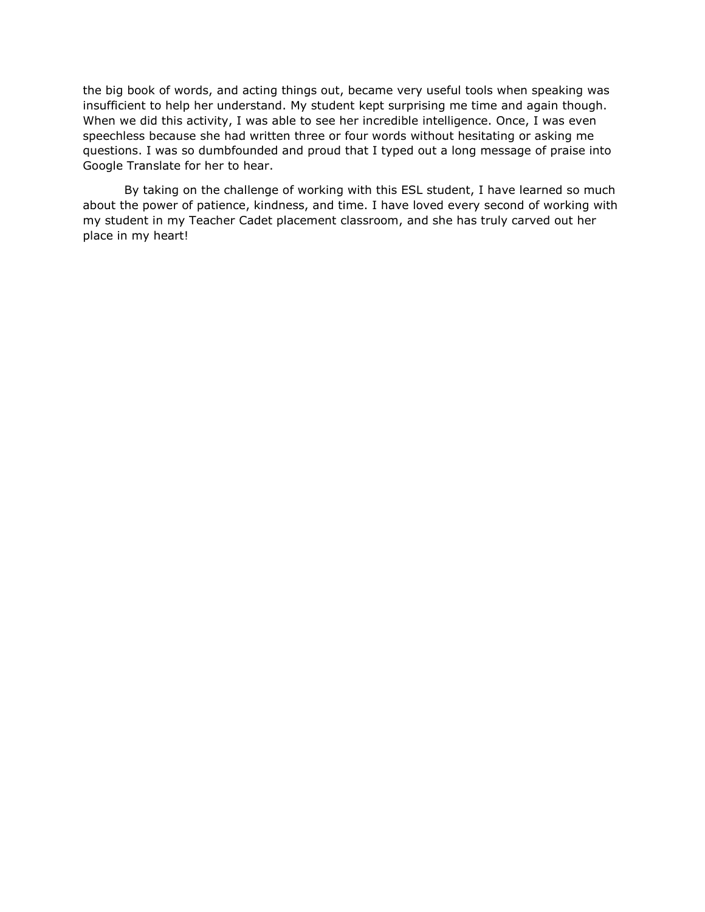the big book of words, and acting things out, became very useful tools when speaking was insufficient to help her understand. My student kept surprising me time and again though. When we did this activity, I was able to see her incredible intelligence. Once, I was even speechless because she had written three or four words without hesitating or asking me questions. I was so dumbfounded and proud that I typed out a long message of praise into Google Translate for her to hear.

By taking on the challenge of working with this ESL student, I have learned so much about the power of patience, kindness, and time. I have loved every second of working with my student in my Teacher Cadet placement classroom, and she has truly carved out her place in my heart!